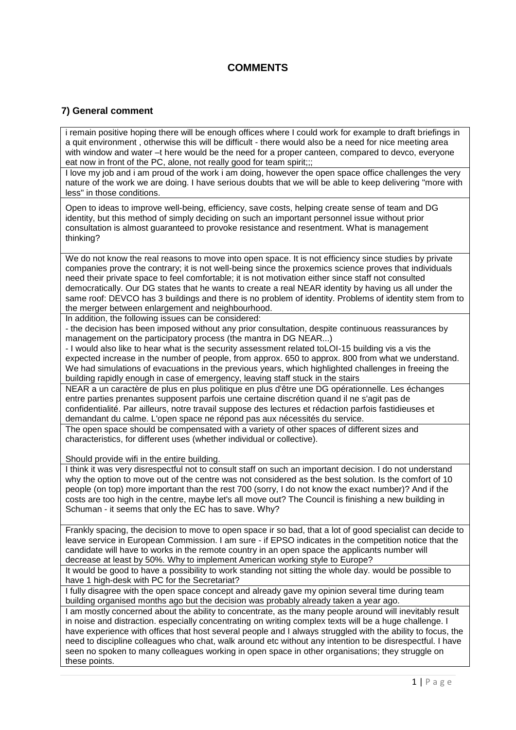# COMMENTS

## 7) General comment

| |
|---|
| i remain positive hoping there will be enough offices where I could work for example to draft briefings in a quit environment , otherwise this will be difficult - there would also be a need for nice meeting area with window and water –t here would be the need for a proper canteen, compared to devco, everyone eat now in front of the PC, alone, not really good for team spirit;;; |
| I love my job and i am proud of the work i am doing, however the open space office challenges the very nature of the work we are doing. I have serious doubts that we will be able to keep delivering "more with less" in those conditions. |
| Open to ideas to improve well-being, efficiency, save costs, helping create sense of team and DG identity, but this method of simply deciding on such an important personnel issue without prior consultation is almost guaranteed to provoke resistance and resentment. What is management thinking? |
| We do not know the real reasons to move into open space. It is not efficiency since studies by private companies prove the contrary; it is not well-being since the proxemics science proves that individuals need their private space to feel comfortable; it is not motivation either since staff not consulted democratically. Our DG states that he wants to create a real NEAR identity by having us all under the same roof: DEVCO has 3 buildings and there is no problem of identity. Problems of identity stem from to the merger between enlargement and neighbourhood. |
| In addition, the following issues can be considered:<br>- the decision has been imposed without any prior consultation, despite continuous reassurances by management on the participatory process (the mantra in DG NEAR...)<br>- I would also like to hear what is the security assessment related toLOI-15 building vis a vis the expected increase in the number of people, from approx. 650 to approx. 800 from what we understand. We had simulations of evacuations in the previous years, which highlighted challenges in freeing the building rapidly enough in case of emergency, leaving staff stuck in the stairs |
| NEAR a un caractère de plus en plus politique en plus d'être une DG opérationnelle. Les échanges entre parties prenantes supposent parfois une certaine discrétion quand il ne s'agit pas de confidentialité. Par ailleurs, notre travail suppose des lectures et rédaction parfois fastidieuses et demandant du calme. L'open space ne répond pas aux nécessités du service. |
| The open space should be compensated with a variety of other spaces of different sizes and characteristics, for different uses (whether individual or collective).<br><br>Should provide wifi in the entire building. |
| I think it was very disrespectful not to consult staff on such an important decision. I do not understand why the option to move out of the centre was not considered as the best solution. Is the comfort of 10 people (on top) more important than the rest 700 (sorry, I do not know the exact number)? And if the costs are too high in the centre, maybe let's all move out? The Council is finishing a new building in Schuman - it seems that only the EC has to save. Why? |
| Frankly spacing, the decision to move to open space ir so bad, that a lot of good specialist can decide to leave service in European Commission. I am sure - if EPSO indicates in the competition notice that the candidate will have to works in the remote country in an open space the applicants number will decrease at least by 50%. Why to implement American working style to Europe? |
| It would be good to have a possibility to work standing not sitting the whole day. would be possible to have 1 high-desk with PC for the Secretariat? |
| I fully disagree with the open space concept and already gave my opinion several time during team building organised months ago but the decision was probably already taken a year ago. |
| I am mostly concerned about the ability to concentrate, as the many people around will inevitably result in noise and distraction. especially concentrating on writing complex texts will be a huge challenge. I have experience with offices that host several people and I always struggled with the ability to focus, the need to discipline colleagues who chat, walk around etc without any intention to be disrespectful. I have seen no spoken to many colleagues working in open space in other organisations; they struggle on these points. |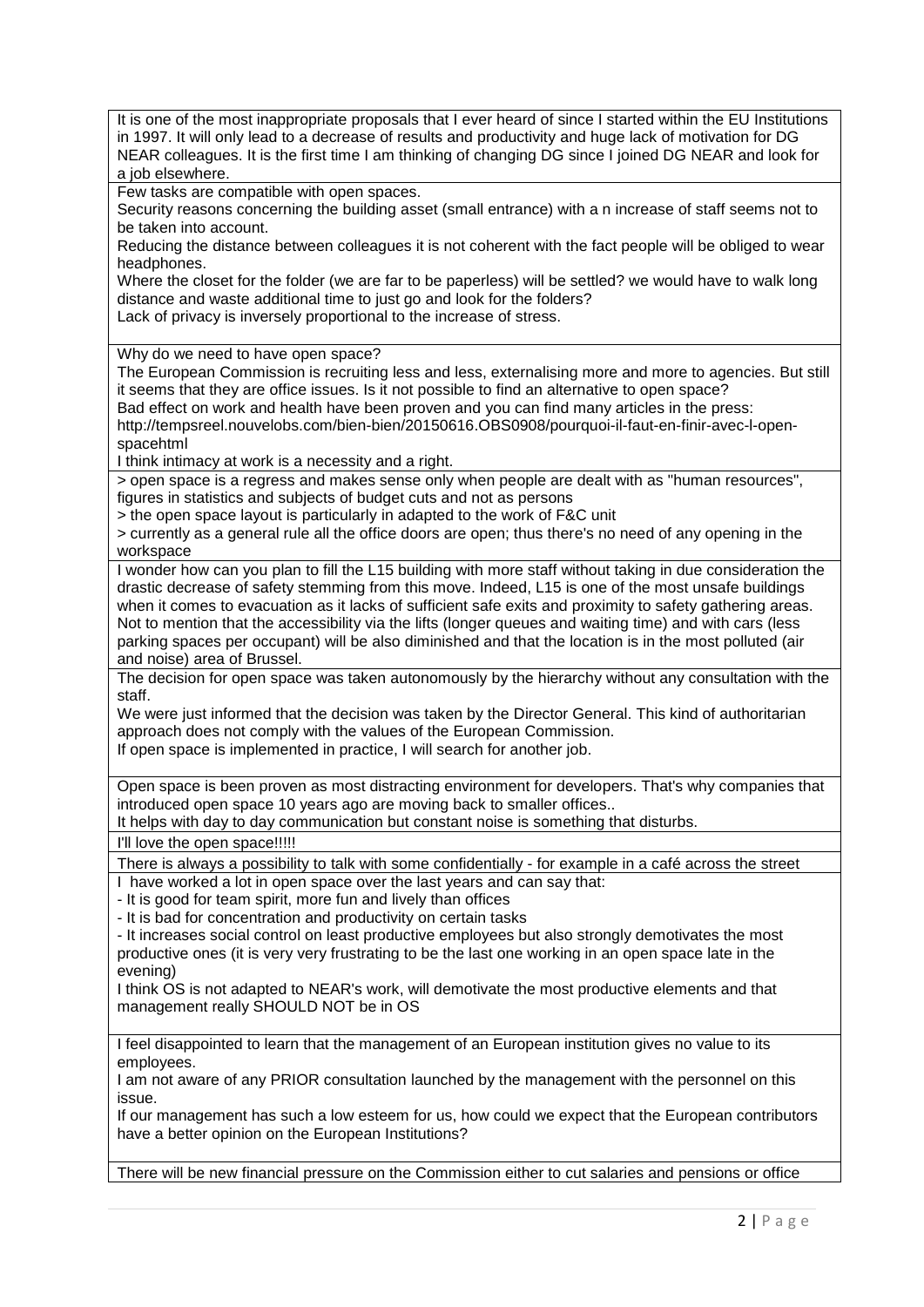| |
|---|
| It is one of the most inappropriate proposals that I ever heard of since I started within the EU Institutions in 1997. It will only lead to a decrease of results and productivity and huge lack of motivation for DG NEAR colleagues. It is the first time I am thinking of changing DG since I joined DG NEAR and look for a job elsewhere. |
| Few tasks are compatible with open spaces.<br>Security reasons concerning the building asset (small entrance) with a n increase of staff seems not to be taken into account.<br>Reducing the distance between colleagues it is not coherent with the fact people will be obliged to wear headphones.<br>Where the closet for the folder (we are far to be paperless) will be settled? we would have to walk long distance and waste additional time to just go and look for the folders?<br>Lack of privacy is inversely proportional to the increase of stress. |
| Why do we need to have open space?<br>The European Commission is recruiting less and less, externalising more and more to agencies. But still it seems that they are office issues. Is it not possible to find an alternative to open space?<br>Bad effect on work and health have been proven and you can find many articles in the press: http://tempsreel.nouvelobs.com/bien-bien/20150616.OBS0908/pourquoi-il-faut-en-finir-avec-l-open-spacehtml<br>I think intimacy at work is a necessity and a right. |
| > open space is a regress and makes sense only when people are dealt with as "human resources", figures in statistics and subjects of budget cuts and not as persons<br>> the open space layout is particularly in adapted to the work of F&C unit<br>> currently as a general rule all the office doors are open; thus there's no need of any opening in the workspace |
| I wonder how can you plan to fill the L15 building with more staff without taking in due consideration the drastic decrease of safety stemming from this move. Indeed, L15 is one of the most unsafe buildings when it comes to evacuation as it lacks of sufficient safe exits and proximity to safety gathering areas. Not to mention that the accessibility via the lifts (longer queues and waiting time) and with cars (less parking spaces per occupant) will be also diminished and that the location is in the most polluted (air and noise) area of Brussel. |
| The decision for open space was taken autonomously by the hierarchy without any consultation with the staff.<br>We were just informed that the decision was taken by the Director General. This kind of authoritarian approach does not comply with the values of the European Commission.<br>If open space is implemented in practice, I will search for another job. |
| Open space is been proven as most distracting environment for developers. That's why companies that introduced open space 10 years ago are moving back to smaller offices..<br>It helps with day to day communication but constant noise is something that disturbs. |
| I'll love the open space!!!!! |
| There is always a possibility to talk with some confidentially - for example in a café across the street |
| I have worked a lot in open space over the last years and can say that:<br>- It is good for team spirit, more fun and lively than offices<br>- It is bad for concentration and productivity on certain tasks<br>- It increases social control on least productive employees but also strongly demotivates the most productive ones (it is very very frustrating to be the last one working in an open space late in the evening)<br>I think OS is not adapted to NEAR's work, will demotivate the most productive elements and that management really SHOULD NOT be in OS |
| I feel disappointed to learn that the management of an European institution gives no value to its employees.<br>I am not aware of any PRIOR consultation launched by the management with the personnel on this issue.<br>If our management has such a low esteem for us, how could we expect that the European contributors have a better opinion on the European Institutions? |
| There will be new financial pressure on the Commission either to cut salaries and pensions or office |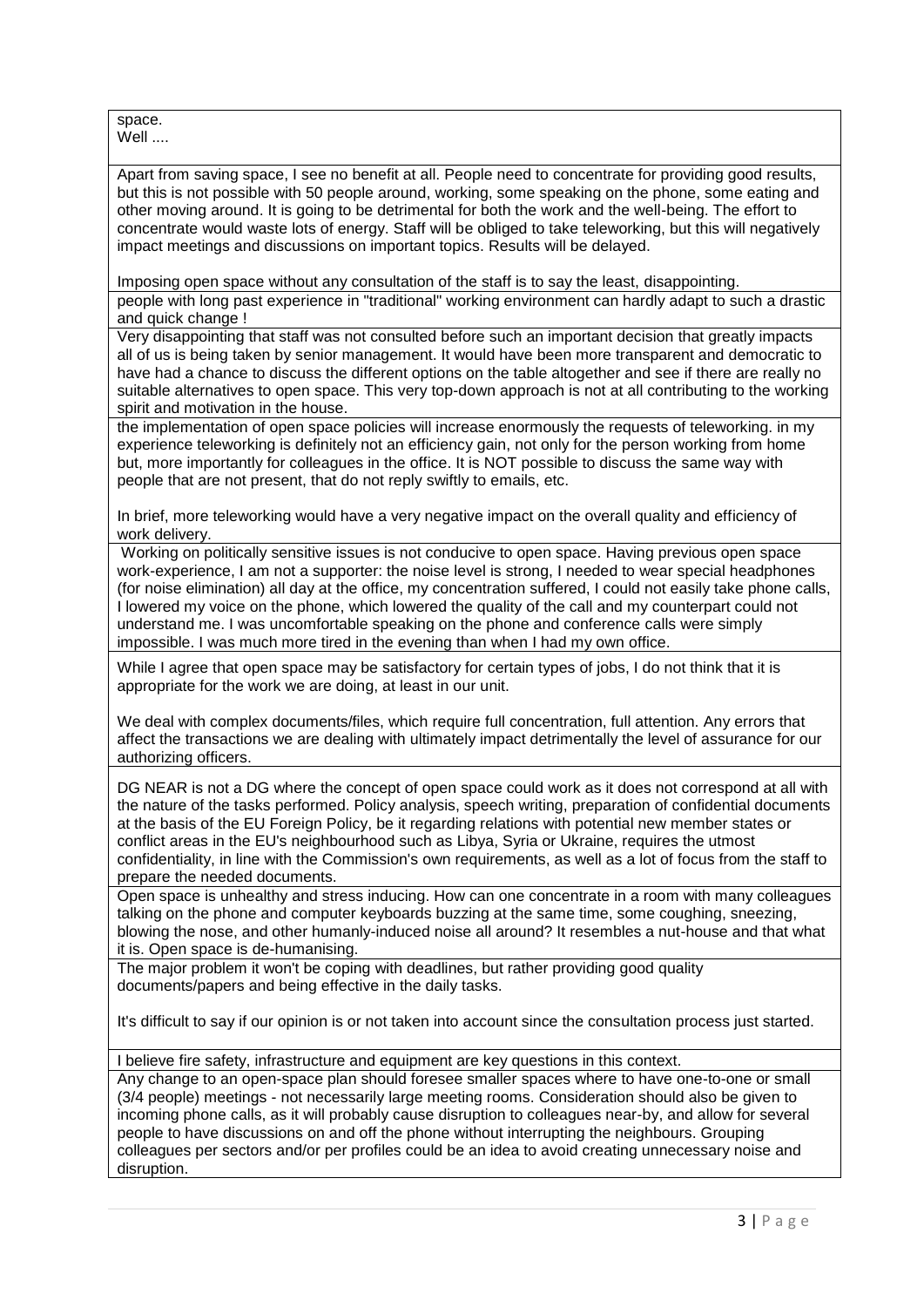| |
|---|
| space.<br>Well .... |
| Apart from saving space, I see no benefit at all. People need to concentrate for providing good results, but this is not possible with 50 people around, working, some speaking on the phone, some eating and other moving around. It is going to be detrimental for both the work and the well-being. The effort to concentrate would waste lots of energy. Staff will be obliged to take teleworking, but this will negatively impact meetings and discussions on important topics. Results will be delayed.<br><br>Imposing open space without any consultation of the staff is to say the least, disappointing. |
| people with long past experience in "traditional" working environment can hardly adapt to such a drastic and quick change ! |
| Very disappointing that staff was not consulted before such an important decision that greatly impacts all of us is being taken by senior management. It would have been more transparent and democratic to have had a chance to discuss the different options on the table altogether and see if there are really no suitable alternatives to open space. This very top-down approach is not at all contributing to the working spirit and motivation in the house. |
| the implementation of open space policies will increase enormously the requests of teleworking. in my experience teleworking is definitely not an efficiency gain, not only for the person working from home but, more importantly for colleagues in the office. It is NOT possible to discuss the same way with people that are not present, that do not reply swiftly to emails, etc.<br><br>In brief, more teleworking would have a very negative impact on the overall quality and efficiency of work delivery. |
| Working on politically sensitive issues is not conducive to open space. Having previous open space work-experience, I am not a supporter: the noise level is strong, I needed to wear special headphones (for noise elimination) all day at the office, my concentration suffered, I could not easily take phone calls, I lowered my voice on the phone, which lowered the quality of the call and my counterpart could not understand me. I was uncomfortable speaking on the phone and conference calls were simply impossible. I was much more tired in the evening than when I had my own office. |
| While I agree that open space may be satisfactory for certain types of jobs, I do not think that it is appropriate for the work we are doing, at least in our unit.<br><br>We deal with complex documents/files, which require full concentration, full attention. Any errors that affect the transactions we are dealing with ultimately impact detrimentally the level of assurance for our authorizing officers. |
| DG NEAR is not a DG where the concept of open space could work as it does not correspond at all with the nature of the tasks performed. Policy analysis, speech writing, preparation of confidential documents at the basis of the EU Foreign Policy, be it regarding relations with potential new member states or conflict areas in the EU's neighbourhood such as Libya, Syria or Ukraine, requires the utmost confidentiality, in line with the Commission's own requirements, as well as a lot of focus from the staff to prepare the needed documents. |
| Open space is unhealthy and stress inducing. How can one concentrate in a room with many colleagues talking on the phone and computer keyboards buzzing at the same time, some coughing, sneezing, blowing the nose, and other humanly-induced noise all around? It resembles a nut-house and that what it is. Open space is de-humanising. |
| The major problem it won't be coping with deadlines, but rather providing good quality documents/papers and being effective in the daily tasks.<br><br>It's difficult to say if our opinion is or not taken into account since the consultation process just started. |
| I believe fire safety, infrastructure and equipment are key questions in this context. |
| Any change to an open-space plan should foresee smaller spaces where to have one-to-one or small (3/4 people) meetings - not necessarily large meeting rooms. Consideration should also be given to incoming phone calls, as it will probably cause disruption to colleagues near-by, and allow for several people to have discussions on and off the phone without interrupting the neighbours. Grouping colleagues per sectors and/or per profiles could be an idea to avoid creating unnecessary noise and disruption. |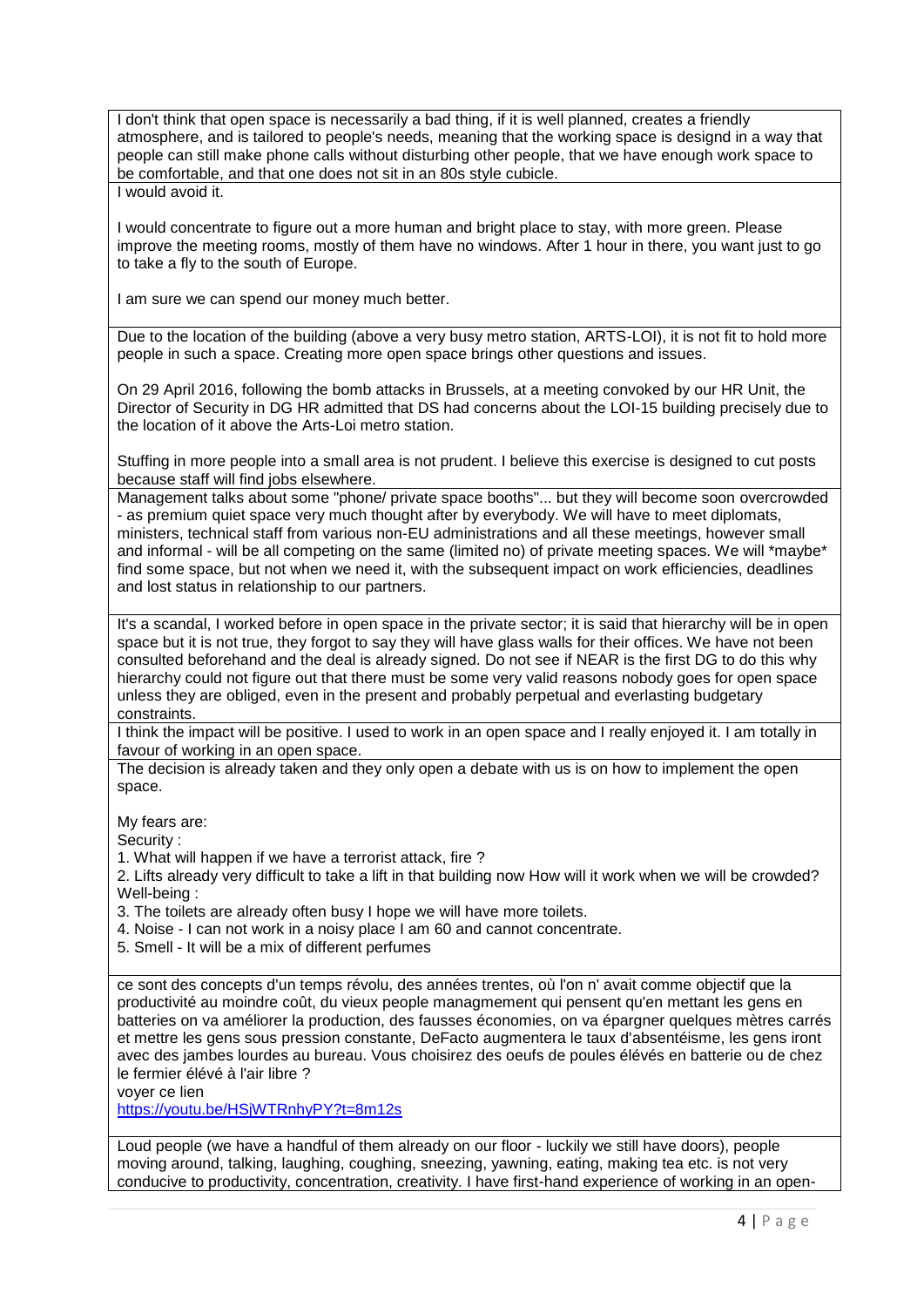| |
|---|
| I don't think that open space is necessarily a bad thing, if it is well planned, creates a friendly atmosphere, and is tailored to people's needs, meaning that the working space is designd in a way that people can still make phone calls without disturbing other people, that we have enough work space to be comfortable, and that one does not sit in an 80s style cubicle. |
| I would avoid it.<br><br>I would concentrate to figure out a more human and bright place to stay, with more green. Please improve the meeting rooms, mostly of them have no windows. After 1 hour in there, you want just to go to take a fly to the south of Europe.<br><br>I am sure we can spend our money much better. |
| Due to the location of the building (above a very busy metro station, ARTS-LOI), it is not fit to hold more people in such a space. Creating more open space brings other questions and issues.<br><br>On 29 April 2016, following the bomb attacks in Brussels, at a meeting convoked by our HR Unit, the Director of Security in DG HR admitted that DS had concerns about the LOI-15 building precisely due to the location of it above the Arts-Loi metro station.<br><br>Stuffing in more people into a small area is not prudent. I believe this exercise is designed to cut posts because staff will find jobs elsewhere. |
| Management talks about some "phone/ private space booths"... but they will become soon overcrowded - as premium quiet space very much thought after by everybody. We will have to meet diplomats, ministers, technical staff from various non-EU administrations and all these meetings, however small and informal - will be all competing on the same (limited no) of private meeting spaces. We will *maybe* find some space, but not when we need it, with the subsequent impact on work efficiencies, deadlines and lost status in relationship to our partners. |
| It's a scandal, I worked before in open space in the private sector; it is said that hierarchy will be in open space but it is not true, they forgot to say they will have glass walls for their offices. We have not been consulted beforehand and the deal is already signed. Do not see if NEAR is the first DG to do this why hierarchy could not figure out that there must be some very valid reasons nobody goes for open space unless they are obliged, even in the present and probably perpetual and everlasting budgetary constraints. |
| I think the impact will be positive. I used to work in an open space and I really enjoyed it. I am totally in favour of working in an open space. |
| The decision is already taken and they only open a debate with us is on how to implement the open space.<br><br>My fears are:<br>Security :<br>1. What will happen if we have a terrorist attack, fire ?<br>2. Lifts already very difficult to take a lift in that building now How will it work when we will be crowded?<br>Well-being :<br>3. The toilets are already often busy I hope we will have more toilets.<br>4. Noise - I can not work in a noisy place I am 60 and cannot concentrate.<br>5. Smell - It will be a mix of different perfumes |
| ce sont des concepts d'un temps révolu, des années trentes, où l'on n' avait comme objectif que la productivité au moindre coût, du vieux people managmement qui pensent qu'en mettant les gens en batteries on va améliorer la production, des fausses économies, on va épargner quelques mètres carrés et mettre les gens sous pression constante, DeFacto augmentera le taux d'absentéisme, les gens iront avec des jambes lourdes au bureau. Vous choisirez des oeufs de poules élévés en batterie ou de chez le fermier élévé à l'air libre ?<br>voyer ce lien<br>https://youtu.be/HSjWTRnhyPY?t=8m12s |
| Loud people (we have a handful of them already on our floor - luckily we still have doors), people moving around, talking, laughing, coughing, sneezing, yawning, eating, making tea etc. is not very conducive to productivity, concentration, creativity. I have first-hand experience of working in an open- |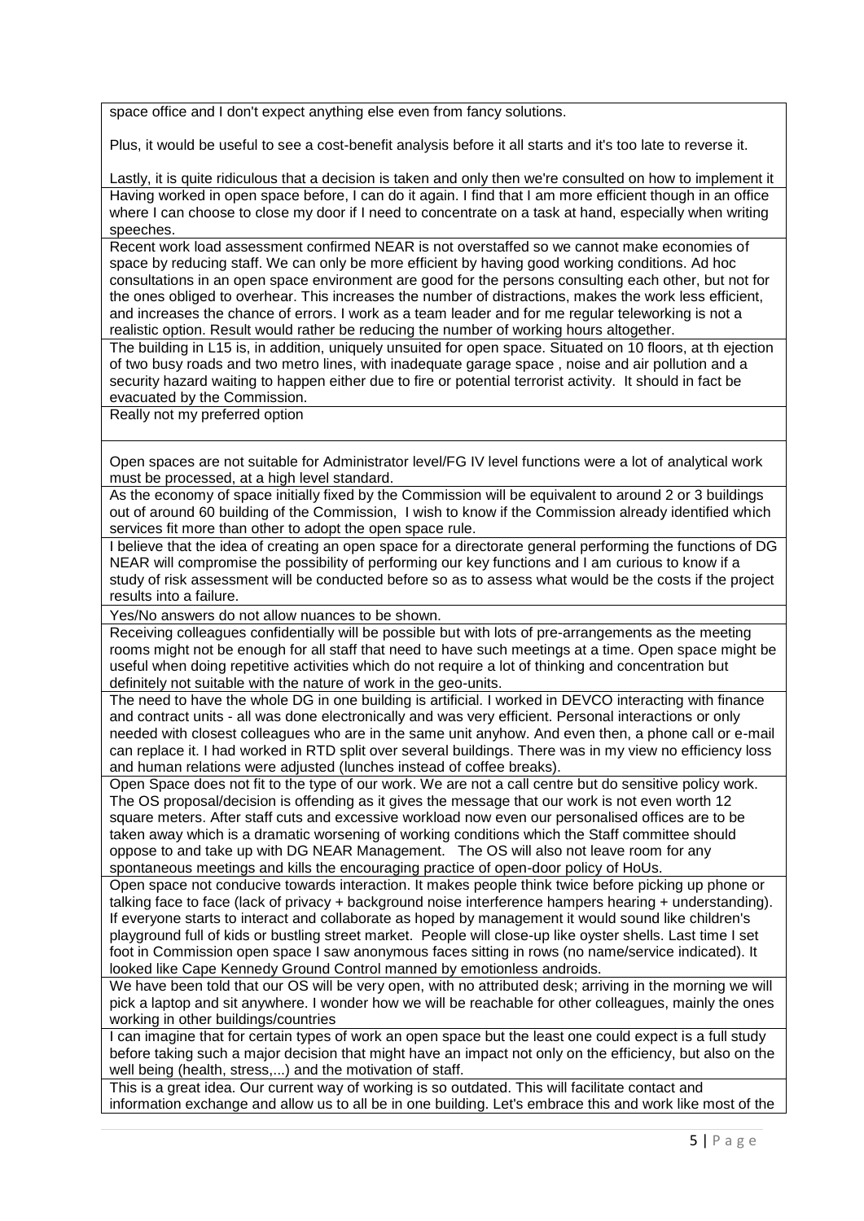| |
|---|
| space office and I don't expect anything else even from fancy solutions.<br><br>Plus, it would be useful to see a cost-benefit analysis before it all starts and it's too late to reverse it.<br><br>Lastly, it is quite ridiculous that a decision is taken and only then we're consulted on how to implement it |
| Having worked in open space before, I can do it again. I find that I am more efficient though in an office where I can choose to close my door if I need to concentrate on a task at hand, especially when writing speeches. |
| Recent work load assessment confirmed NEAR is not overstaffed so we cannot make economies of space by reducing staff. We can only be more efficient by having good working conditions. Ad hoc consultations in an open space environment are good for the persons consulting each other, but not for the ones obliged to overhear. This increases the number of distractions, makes the work less efficient, and increases the chance of errors. I work as a team leader and for me regular teleworking is not a realistic option. Result would rather be reducing the number of working hours altogether. |
| The building in L15 is, in addition, uniquely unsuited for open space. Situated on 10 floors, at th ejection of two busy roads and two metro lines, with inadequate garage space , noise and air pollution and a security hazard waiting to happen either due to fire or potential terrorist activity. It should in fact be evacuated by the Commission. |
| Really not my preferred option |
| Open spaces are not suitable for Administrator level/FG IV level functions were a lot of analytical work must be processed, at a high level standard. |
| As the economy of space initially fixed by the Commission will be equivalent to around 2 or 3 buildings out of around 60 building of the Commission, I wish to know if the Commission already identified which services fit more than other to adopt the open space rule. |
| I believe that the idea of creating an open space for a directorate general performing the functions of DG NEAR will compromise the possibility of performing our key functions and I am curious to know if a study of risk assessment will be conducted before so as to assess what would be the costs if the project results into a failure. |
| Yes/No answers do not allow nuances to be shown. |
| Receiving colleagues confidentially will be possible but with lots of pre-arrangements as the meeting rooms might not be enough for all staff that need to have such meetings at a time. Open space might be useful when doing repetitive activities which do not require a lot of thinking and concentration but definitely not suitable with the nature of work in the geo-units. |
| The need to have the whole DG in one building is artificial. I worked in DEVCO interacting with finance and contract units - all was done electronically and was very efficient. Personal interactions or only needed with closest colleagues who are in the same unit anyhow. And even then, a phone call or e-mail can replace it. I had worked in RTD split over several buildings. There was in my view no efficiency loss and human relations were adjusted (lunches instead of coffee breaks). |
| Open Space does not fit to the type of our work. We are not a call centre but do sensitive policy work. The OS proposal/decision is offending as it gives the message that our work is not even worth 12 square meters. After staff cuts and excessive workload now even our personalised offices are to be taken away which is a dramatic worsening of working conditions which the Staff committee should oppose to and take up with DG NEAR Management. The OS will also not leave room for any spontaneous meetings and kills the encouraging practice of open-door policy of HoUs. |
| Open space not conducive towards interaction. It makes people think twice before picking up phone or talking face to face (lack of privacy + background noise interference hampers hearing + understanding). If everyone starts to interact and collaborate as hoped by management it would sound like children's playground full of kids or bustling street market. People will close-up like oyster shells. Last time I set foot in Commission open space I saw anonymous faces sitting in rows (no name/service indicated). It looked like Cape Kennedy Ground Control manned by emotionless androids. |
| We have been told that our OS will be very open, with no attributed desk; arriving in the morning we will pick a laptop and sit anywhere. I wonder how we will be reachable for other colleagues, mainly the ones working in other buildings/countries |
| I can imagine that for certain types of work an open space but the least one could expect is a full study before taking such a major decision that might have an impact not only on the efficiency, but also on the well being (health, stress,...) and the motivation of staff. |
| This is a great idea. Our current way of working is so outdated. This will facilitate contact and information exchange and allow us to all be in one building. Let's embrace this and work like most of the |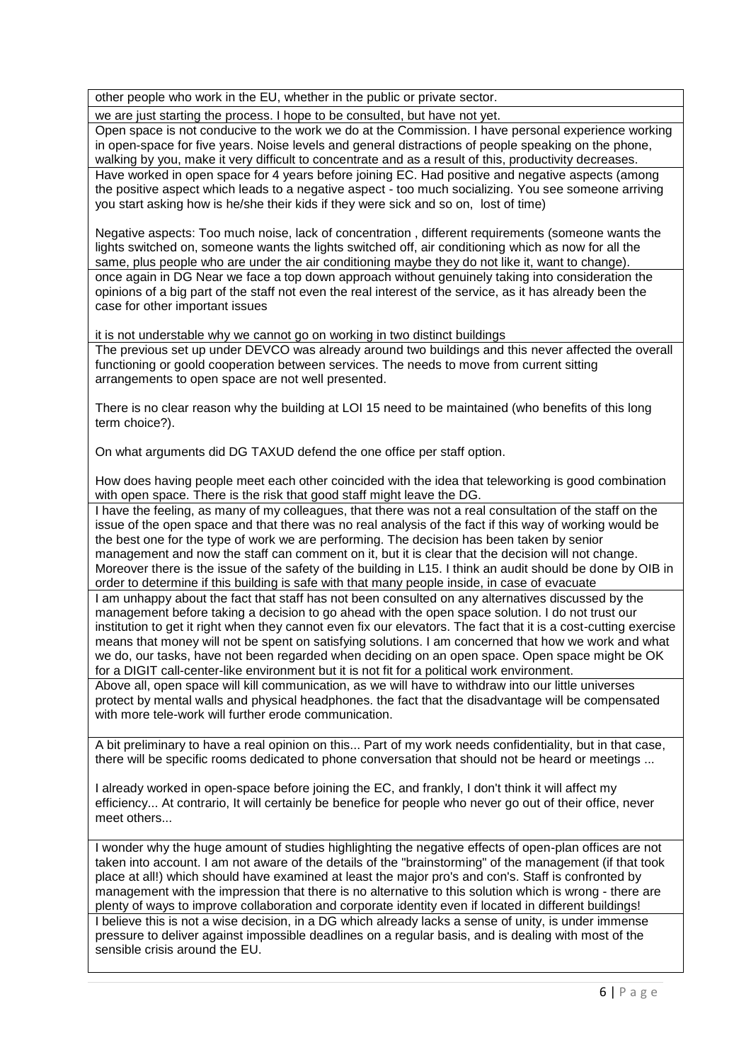| |
|---|
| other people who work in the EU, whether in the public or private sector. |
| we are just starting the process. I hope to be consulted, but have not yet. |
| Open space is not conducive to the work we do at the Commission. I have personal experience working in open-space for five years. Noise levels and general distractions of people speaking on the phone, walking by you, make it very difficult to concentrate and as a result of this, productivity decreases. |
| Have worked in open space for 4 years before joining EC. Had positive and negative aspects (among the positive aspect which leads to a negative aspect - too much socializing. You see someone arriving you start asking how is he/she their kids if they were sick and so on, lost of time)<br><br>Negative aspects: Too much noise, lack of concentration , different requirements (someone wants the lights switched on, someone wants the lights switched off, air conditioning which as now for all the same, plus people who are under the air conditioning maybe they do not like it, want to change). |
| once again in DG Near we face a top down approach without genuinely taking into consideration the opinions of a big part of the staff not even the real interest of the service, as it has already been the case for other important issues<br><br>it is not understable why we cannot go on working in two distinct buildings |
| The previous set up under DEVCO was already around two buildings and this never affected the overall functioning or goold cooperation between services. The needs to move from current sitting arrangements to open space are not well presented.<br><br>There is no clear reason why the building at LOI 15 need to be maintained (who benefits of this long term choice?).<br><br>On what arguments did DG TAXUD defend the one office per staff option.<br><br>How does having people meet each other coincided with the idea that teleworking is good combination with open space. There is the risk that good staff might leave the DG. |
| I have the feeling, as many of my colleagues, that there was not a real consultation of the staff on the issue of the open space and that there was no real analysis of the fact if this way of working would be the best one for the type of work we are performing. The decision has been taken by senior management and now the staff can comment on it, but it is clear that the decision will not change. Moreover there is the issue of the safety of the building in L15. I think an audit should be done by OIB in order to determine if this building is safe with that many people inside, in case of evacuate |
| I am unhappy about the fact that staff has not been consulted on any alternatives discussed by the management before taking a decision to go ahead with the open space solution. I do not trust our institution to get it right when they cannot even fix our elevators. The fact that it is a cost-cutting exercise means that money will not be spent on satisfying solutions. I am concerned that how we work and what we do, our tasks, have not been regarded when deciding on an open space. Open space might be OK for a DIGIT call-center-like environment but it is not fit for a political work environment. |
| Above all, open space will kill communication, as we will have to withdraw into our little universes protect by mental walls and physical headphones. the fact that the disadvantage will be compensated with more tele-work will further erode communication. |
| A bit preliminary to have a real opinion on this... Part of my work needs confidentiality, but in that case, there will be specific rooms dedicated to phone conversation that should not be heard or meetings ...<br><br>I already worked in open-space before joining the EC, and frankly, I don't think it will affect my efficiency... At contrario, It will certainly be benefice for people who never go out of their office, never meet others... |
| I wonder why the huge amount of studies highlighting the negative effects of open-plan offices are not taken into account. I am not aware of the details of the "brainstorming" of the management (if that took place at all!) which should have examined at least the major pro's and con's. Staff is confronted by management with the impression that there is no alternative to this solution which is wrong - there are plenty of ways to improve collaboration and corporate identity even if located in different buildings! |
| I believe this is not a wise decision, in a DG which already lacks a sense of unity, is under immense pressure to deliver against impossible deadlines on a regular basis, and is dealing with most of the sensible crisis around the EU. |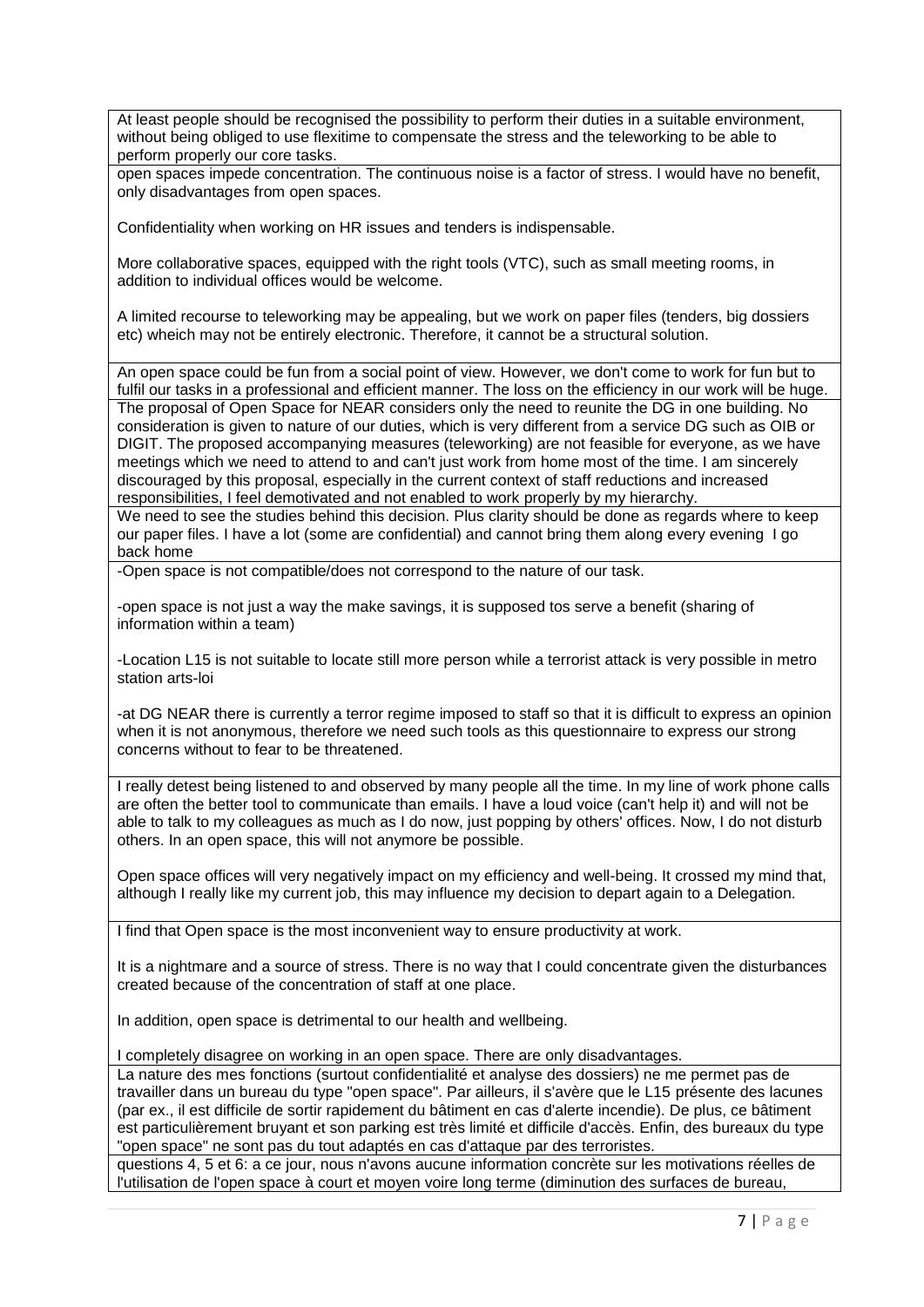| |
|---|
| At least people should be recognised the possibility to perform their duties in a suitable environment, without being obliged to use flexitime to compensate the stress and the teleworking to be able to perform properly our core tasks. |
| open spaces impede concentration. The continuous noise is a factor of stress. I would have no benefit, only disadvantages from open spaces.<br><br>Confidentiality when working on HR issues and tenders is indispensable.<br><br>More collaborative spaces, equipped with the right tools (VTC), such as small meeting rooms, in addition to individual offices would be welcome.<br><br>A limited recourse to teleworking may be appealing, but we work on paper files (tenders, big dossiers etc) wheich may not be entirely electronic. Therefore, it cannot be a structural solution. |
| An open space could be fun from a social point of view. However, we don't come to work for fun but to fulfil our tasks in a professional and efficient manner. The loss on the efficiency in our work will be huge. |
| The proposal of Open Space for NEAR considers only the need to reunite the DG in one building. No consideration is given to nature of our duties, which is very different from a service DG such as OIB or DIGIT. The proposed accompanying measures (teleworking) are not feasible for everyone, as we have meetings which we need to attend to and can't just work from home most of the time. I am sincerely discouraged by this proposal, especially in the current context of staff reductions and increased responsibilities, I feel demotivated and not enabled to work properly by my hierarchy. |
| We need to see the studies behind this decision. Plus clarity should be done as regards where to keep our paper files. I have a lot (some are confidential) and cannot bring them along every evening I go back home |
| -Open space is not compatible/does not correspond to the nature of our task.<br><br>-open space is not just a way the make savings, it is supposed tos serve a benefit (sharing of information within a team)<br><br>-Location L15 is not suitable to locate still more person while a terrorist attack is very possible in metro station arts-loi<br><br>-at DG NEAR there is currently a terror regime imposed to staff so that it is difficult to express an opinion when it is not anonymous, therefore we need such tools as this questionnaire to express our strong concerns without to fear to be threatened. |
| I really detest being listened to and observed by many people all the time. In my line of work phone calls are often the better tool to communicate than emails. I have a loud voice (can't help it) and will not be able to talk to my colleagues as much as I do now, just popping by others' offices. Now, I do not disturb others. In an open space, this will not anymore be possible.<br><br>Open space offices will very negatively impact on my efficiency and well-being. It crossed my mind that, although I really like my current job, this may influence my decision to depart again to a Delegation. |
| I find that Open space is the most inconvenient way to ensure productivity at work.<br><br>It is a nightmare and a source of stress. There is no way that I could concentrate given the disturbances created because of the concentration of staff at one place.<br><br>In addition, open space is detrimental to our health and wellbeing.<br><br>I completely disagree on working in an open space. There are only disadvantages. |
| La nature des mes fonctions (surtout confidentialité et analyse des dossiers) ne me permet pas de travailler dans un bureau du type "open space". Par ailleurs, il s'avère que le L15 présente des lacunes (par ex., il est difficile de sortir rapidement du bâtiment en cas d'alerte incendie). De plus, ce bâtiment est particulièrement bruyant et son parking est très limité et difficile d'accès. Enfin, des bureaux du type "open space" ne sont pas du tout adaptés en cas d'attaque par des terroristes. |
| questions 4, 5 et 6: a ce jour, nous n'avons aucune information concrète sur les motivations réelles de l'utilisation de l'open space à court et moyen voire long terme (diminution des surfaces de bureau, |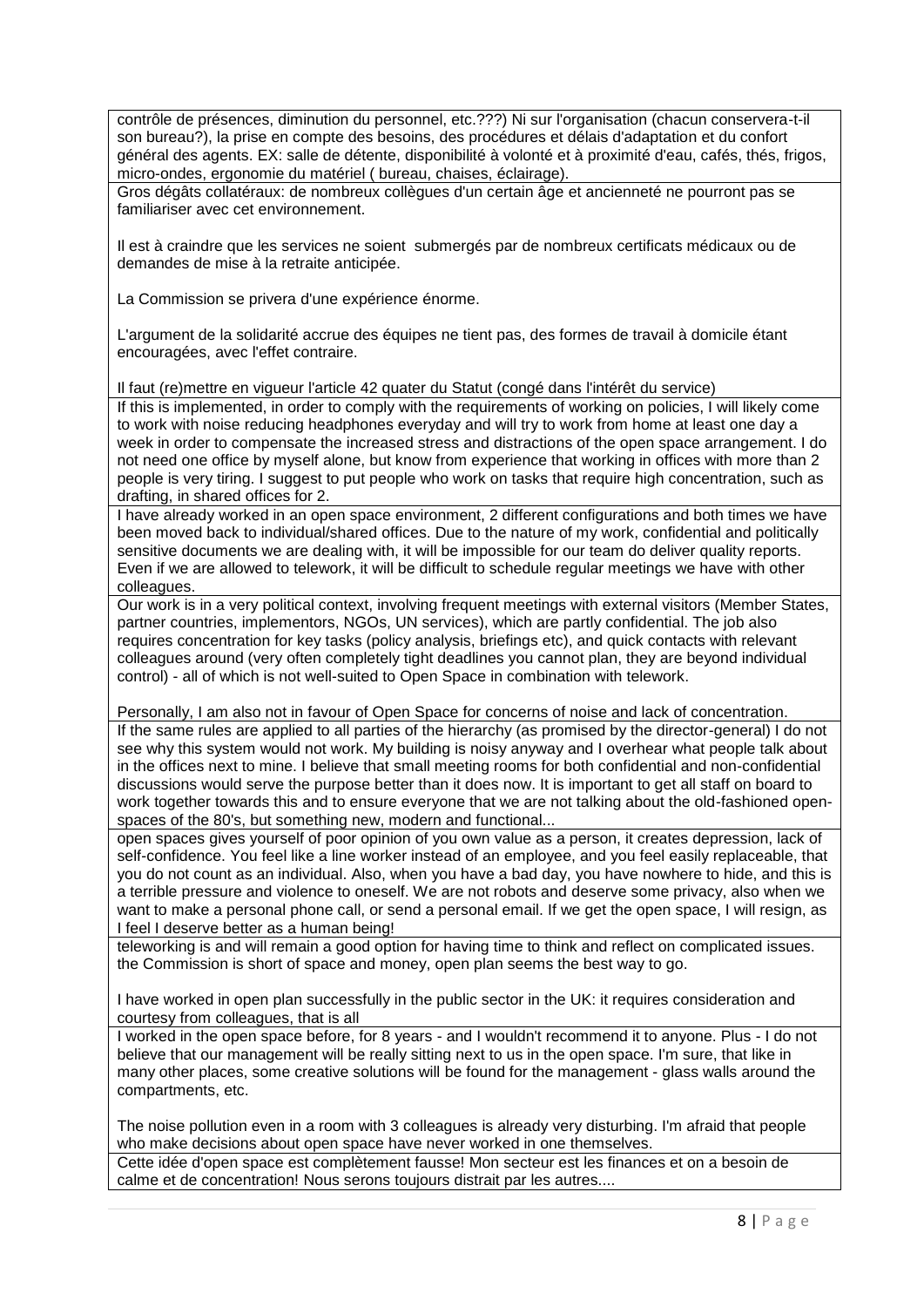| |
|---|
| contrôle de présences, diminution du personnel, etc.???) Ni sur l'organisation (chacun conservera-t-il son bureau?), la prise en compte des besoins, des procédures et délais d'adaptation et du confort général des agents. EX: salle de détente, disponibilité à volonté et à proximité d'eau, cafés, thés, frigos, micro-ondes, ergonomie du matériel ( bureau, chaises, éclairage). |
| Gros dégâts collatéraux: de nombreux collègues d'un certain âge et ancienneté ne pourront pas se familiariser avec cet environnement.<br><br>Il est à craindre que les services ne soient submergés par de nombreux certificats médicaux ou de demandes de mise à la retraite anticipée.<br><br>La Commission se privera d'une expérience énorme.<br><br>L'argument de la solidarité accrue des équipes ne tient pas, des formes de travail à domicile étant encouragées, avec l'effet contraire.<br><br>Il faut (re)mettre en vigueur l'article 42 quater du Statut (congé dans l'intérêt du service) |
| If this is implemented, in order to comply with the requirements of working on policies, I will likely come to work with noise reducing headphones everyday and will try to work from home at least one day a week in order to compensate the increased stress and distractions of the open space arrangement. I do not need one office by myself alone, but know from experience that working in offices with more than 2 people is very tiring. I suggest to put people who work on tasks that require high concentration, such as drafting, in shared offices for 2. |
| I have already worked in an open space environment, 2 different configurations and both times we have been moved back to individual/shared offices. Due to the nature of my work, confidential and politically sensitive documents we are dealing with, it will be impossible for our team do deliver quality reports. Even if we are allowed to telework, it will be difficult to schedule regular meetings we have with other colleagues. |
| Our work is in a very political context, involving frequent meetings with external visitors (Member States, partner countries, implementors, NGOs, UN services), which are partly confidential. The job also requires concentration for key tasks (policy analysis, briefings etc), and quick contacts with relevant colleagues around (very often completely tight deadlines you cannot plan, they are beyond individual control) - all of which is not well-suited to Open Space in combination with telework.<br><br>Personally, I am also not in favour of Open Space for concerns of noise and lack of concentration. |
| If the same rules are applied to all parties of the hierarchy (as promised by the director-general) I do not see why this system would not work. My building is noisy anyway and I overhear what people talk about in the offices next to mine. I believe that small meeting rooms for both confidential and non-confidential discussions would serve the purpose better than it does now. It is important to get all staff on board to work together towards this and to ensure everyone that we are not talking about the old-fashioned open-spaces of the 80's, but something new, modern and functional... |
| open spaces gives yourself of poor opinion of you own value as a person, it creates depression, lack of self-confidence. You feel like a line worker instead of an employee, and you feel easily replaceable, that you do not count as an individual. Also, when you have a bad day, you have nowhere to hide, and this is a terrible pressure and violence to oneself. We are not robots and deserve some privacy, also when we want to make a personal phone call, or send a personal email. If we get the open space, I will resign, as I feel I deserve better as a human being! |
| teleworking is and will remain a good option for having time to think and reflect on complicated issues. the Commission is short of space and money, open plan seems the best way to go.<br><br>I have worked in open plan successfully in the public sector in the UK: it requires consideration and courtesy from colleagues, that is all |
| I worked in the open space before, for 8 years - and I wouldn't recommend it to anyone. Plus - I do not believe that our management will be really sitting next to us in the open space. I'm sure, that like in many other places, some creative solutions will be found for the management - glass walls around the compartments, etc.<br><br>The noise pollution even in a room with 3 colleagues is already very disturbing. I'm afraid that people who make decisions about open space have never worked in one themselves. |
| Cette idée d'open space est complètement fausse! Mon secteur est les finances et on a besoin de calme et de concentration! Nous serons toujours distrait par les autres.... |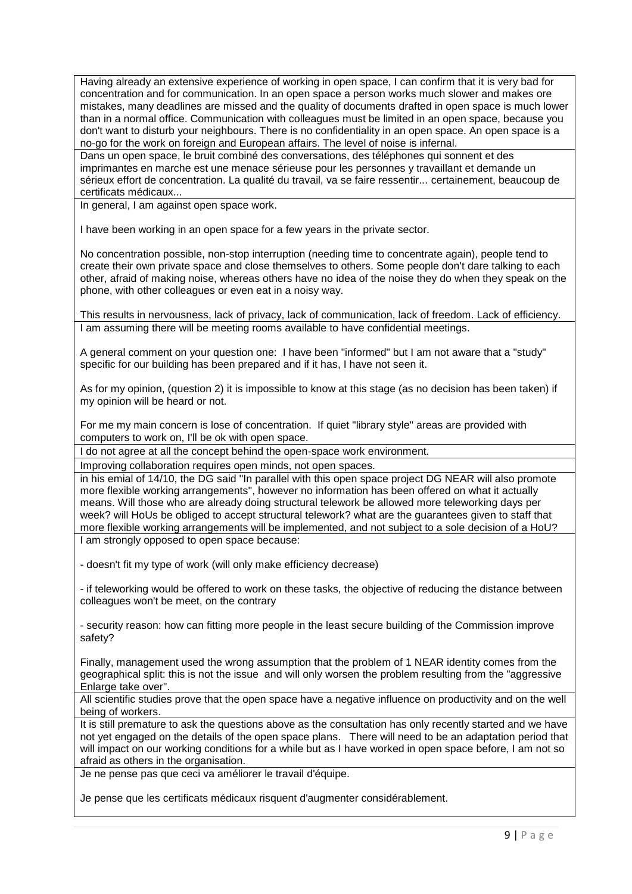| |
|---|
| Having already an extensive experience of working in open space, I can confirm that it is very bad for concentration and for communication. In an open space a person works much slower and makes ore mistakes, many deadlines are missed and the quality of documents drafted in open space is much lower than in a normal office. Communication with colleagues must be limited in an open space, because you don't want to disturb your neighbours. There is no confidentiality in an open space. An open space is a no-go for the work on foreign and European affairs. The level of noise is infernal. |
| Dans un open space, le bruit combiné des conversations, des téléphones qui sonnent et des imprimantes en marche est une menace sérieuse pour les personnes y travaillant et demande un sérieux effort de concentration. La qualité du travail, va se faire ressentir... certainement, beaucoup de certificats médicaux... |
| In general, I am against open space work.<br><br>I have been working in an open space for a few years in the private sector.<br><br>No concentration possible, non-stop interruption (needing time to concentrate again), people tend to create their own private space and close themselves to others. Some people don't dare talking to each other, afraid of making noise, whereas others have no idea of the noise they do when they speak on the phone, with other colleagues or even eat in a noisy way.<br><br>This results in nervousness, lack of privacy, lack of communication, lack of freedom. Lack of efficiency. |
| I am assuming there will be meeting rooms available to have confidential meetings.<br><br>A general comment on your question one: I have been "informed" but I am not aware that a "study" specific for our building has been prepared and if it has, I have not seen it.<br><br>As for my opinion, (question 2) it is impossible to know at this stage (as no decision has been taken) if my opinion will be heard or not.<br><br>For me my main concern is lose of concentration. If quiet "library style" areas are provided with computers to work on, I'll be ok with open space. |
| I do not agree at all the concept behind the open-space work environment. |
| Improving collaboration requires open minds, not open spaces. |
| in his emial of 14/10, the DG said "In parallel with this open space project DG NEAR will also promote more flexible working arrangements", however no information has been offered on what it actually means. Will those who are already doing structural telework be allowed more teleworking days per week? will HoUs be obliged to accept structural telework? what are the guarantees given to staff that more flexible working arrangements will be implemented, and not subject to a sole decision of a HoU? |
| I am strongly opposed to open space because:<br><br>- doesn't fit my type of work (will only make efficiency decrease)<br><br>- if teleworking would be offered to work on these tasks, the objective of reducing the distance between colleagues won't be meet, on the contrary<br><br>- security reason: how can fitting more people in the least secure building of the Commission improve safety?<br><br>Finally, management used the wrong assumption that the problem of 1 NEAR identity comes from the geographical split: this is not the issue and will only worsen the problem resulting from the "aggressive Enlarge take over". |
| All scientific studies prove that the open space have a negative influence on productivity and on the well being of workers. |
| It is still premature to ask the questions above as the consultation has only recently started and we have not yet engaged on the details of the open space plans. There will need to be an adaptation period that will impact on our working conditions for a while but as I have worked in open space before, I am not so afraid as others in the organisation. |
| Je ne pense pas que ceci va améliorer le travail d'équipe.<br><br>Je pense que les certificats médicaux risquent d'augmenter considérablement. |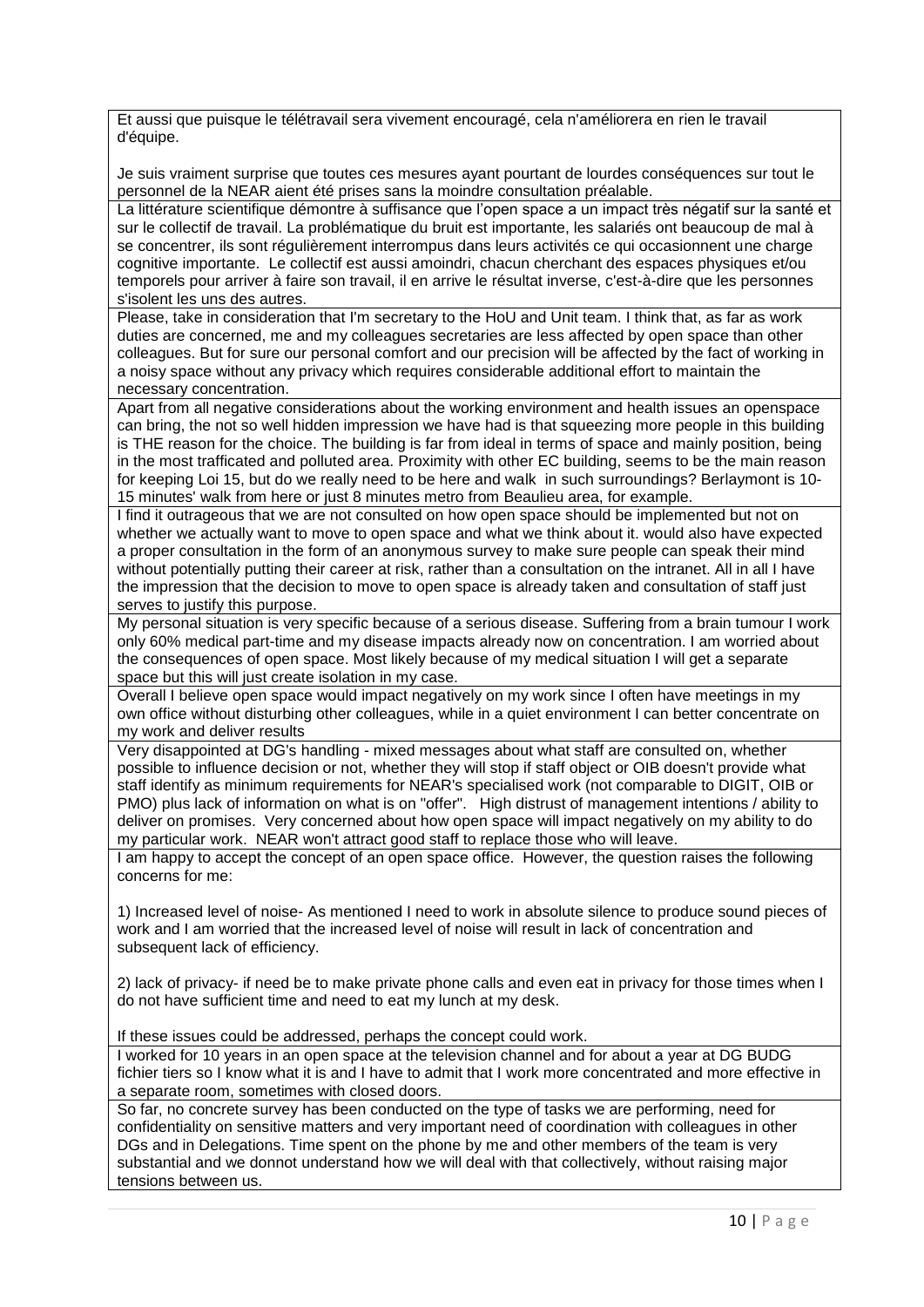| |
|---|
| Et aussi que puisque le télétravail sera vivement encouragé, cela n'améliorera en rien le travail d'équipe.<br><br>Je suis vraiment surprise que toutes ces mesures ayant pourtant de lourdes conséquences sur tout le personnel de la NEAR aient été prises sans la moindre consultation préalable. |
| La littérature scientifique démontre à suffisance que l'open space a un impact très négatif sur la santé et sur le collectif de travail. La problématique du bruit est importante, les salariés ont beaucoup de mal à se concentrer, ils sont régulièrement interrompus dans leurs activités ce qui occasionnent une charge cognitive importante. Le collectif est aussi amoindri, chacun cherchant des espaces physiques et/ou temporels pour arriver à faire son travail, il en arrive le résultat inverse, c'est-à-dire que les personnes s'isolent les uns des autres. |
| Please, take in consideration that I'm secretary to the HoU and Unit team. I think that, as far as work duties are concerned, me and my colleagues secretaries are less affected by open space than other colleagues. But for sure our personal comfort and our precision will be affected by the fact of working in a noisy space without any privacy which requires considerable additional effort to maintain the necessary concentration. |
| Apart from all negative considerations about the working environment and health issues an openspace can bring, the not so well hidden impression we have had is that squeezing more people in this building is THE reason for the choice. The building is far from ideal in terms of space and mainly position, being in the most trafficated and polluted area. Proximity with other EC building, seems to be the main reason for keeping Loi 15, but do we really need to be here and walk in such surroundings? Berlaymont is 10-15 minutes' walk from here or just 8 minutes metro from Beaulieu area, for example. |
| I find it outrageous that we are not consulted on how open space should be implemented but not on whether we actually want to move to open space and what we think about it. would also have expected a proper consultation in the form of an anonymous survey to make sure people can speak their mind without potentially putting their career at risk, rather than a consultation on the intranet. All in all I have the impression that the decision to move to open space is already taken and consultation of staff just serves to justify this purpose. |
| My personal situation is very specific because of a serious disease. Suffering from a brain tumour I work only 60% medical part-time and my disease impacts already now on concentration. I am worried about the consequences of open space. Most likely because of my medical situation I will get a separate space but this will just create isolation in my case. |
| Overall I believe open space would impact negatively on my work since I often have meetings in my own office without disturbing other colleagues, while in a quiet environment I can better concentrate on my work and deliver results |
| Very disappointed at DG's handling - mixed messages about what staff are consulted on, whether possible to influence decision or not, whether they will stop if staff object or OIB doesn't provide what staff identify as minimum requirements for NEAR's specialised work (not comparable to DIGIT, OIB or PMO) plus lack of information on what is on "offer". High distrust of management intentions / ability to deliver on promises. Very concerned about how open space will impact negatively on my ability to do my particular work. NEAR won't attract good staff to replace those who will leave. |
| I am happy to accept the concept of an open space office. However, the question raises the following concerns for me:<br><br>1) Increased level of noise- As mentioned I need to work in absolute silence to produce sound pieces of work and I am worried that the increased level of noise will result in lack of concentration and subsequent lack of efficiency.<br><br>2) lack of privacy- if need be to make private phone calls and even eat in privacy for those times when I do not have sufficient time and need to eat my lunch at my desk.<br><br>If these issues could be addressed, perhaps the concept could work. |
| I worked for 10 years in an open space at the television channel and for about a year at DG BUDG fichier tiers so I know what it is and I have to admit that I work more concentrated and more effective in a separate room, sometimes with closed doors. |
| So far, no concrete survey has been conducted on the type of tasks we are performing, need for confidentiality on sensitive matters and very important need of coordination with colleagues in other DGs and in Delegations. Time spent on the phone by me and other members of the team is very substantial and we donnot understand how we will deal with that collectively, without raising major tensions between us. |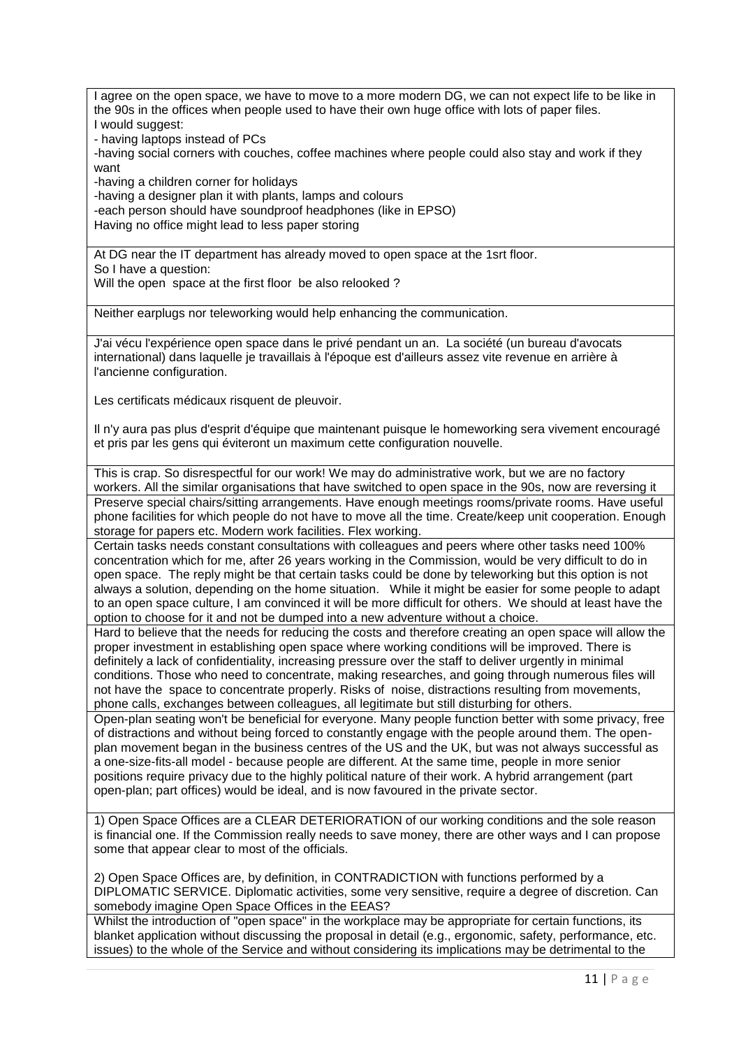| |
|---|
| I agree on the open space, we have to move to a more modern DG, we can not expect life to be like in the 90s in the offices when people used to have their own huge office with lots of paper files.<br>I would suggest:<br>- having laptops instead of PCs<br>-having social corners with couches, coffee machines where people could also stay and work if they want<br>-having a children corner for holidays<br>-having a designer plan it with plants, lamps and colours<br>-each person should have soundproof headphones (like in EPSO)<br>Having no office might lead to less paper storing |
| At DG near the IT department has already moved to open space at the 1srt floor.<br>So I have a question:<br>Will the open space at the first floor be also relooked ? |
| Neither earplugs nor teleworking would help enhancing the communication. |
| J'ai vécu l'expérience open space dans le privé pendant un an. La société (un bureau d'avocats international) dans laquelle je travaillais à l'époque est d'ailleurs assez vite revenue en arrière à l'ancienne configuration.<br><br>Les certificats médicaux risquent de pleuvoir.<br><br>Il n'y aura pas plus d'esprit d'équipe que maintenant puisque le homeworking sera vivement encouragé et pris par les gens qui éviteront un maximum cette configuration nouvelle. |
| This is crap. So disrespectful for our work! We may do administrative work, but we are no factory workers. All the similar organisations that have switched to open space in the 90s, now are reversing it |
| Preserve special chairs/sitting arrangements. Have enough meetings rooms/private rooms. Have useful phone facilities for which people do not have to move all the time. Create/keep unit cooperation. Enough storage for papers etc. Modern work facilities. Flex working. |
| Certain tasks needs constant consultations with colleagues and peers where other tasks need 100% concentration which for me, after 26 years working in the Commission, would be very difficult to do in open space. The reply might be that certain tasks could be done by teleworking but this option is not always a solution, depending on the home situation. While it might be easier for some people to adapt to an open space culture, I am convinced it will be more difficult for others. We should at least have the option to choose for it and not be dumped into a new adventure without a choice. |
| Hard to believe that the needs for reducing the costs and therefore creating an open space will allow the proper investment in establishing open space where working conditions will be improved. There is definitely a lack of confidentiality, increasing pressure over the staff to deliver urgently in minimal conditions. Those who need to concentrate, making researches, and going through numerous files will not have the space to concentrate properly. Risks of noise, distractions resulting from movements, phone calls, exchanges between colleagues, all legitimate but still disturbing for others. |
| Open-plan seating won't be beneficial for everyone. Many people function better with some privacy, free of distractions and without being forced to constantly engage with the people around them. The open-plan movement began in the business centres of the US and the UK, but was not always successful as a one-size-fits-all model - because people are different. At the same time, people in more senior positions require privacy due to the highly political nature of their work. A hybrid arrangement (part open-plan; part offices) would be ideal, and is now favoured in the private sector. |
| 1) Open Space Offices are a CLEAR DETERIORATION of our working conditions and the sole reason is financial one. If the Commission really needs to save money, there are other ways and I can propose some that appear clear to most of the officials.<br><br>2) Open Space Offices are, by definition, in CONTRADICTION with functions performed by a DIPLOMATIC SERVICE. Diplomatic activities, some very sensitive, require a degree of discretion. Can somebody imagine Open Space Offices in the EEAS? |
| Whilst the introduction of "open space" in the workplace may be appropriate for certain functions, its blanket application without discussing the proposal in detail (e.g., ergonomic, safety, performance, etc. issues) to the whole of the Service and without considering its implications may be detrimental to the |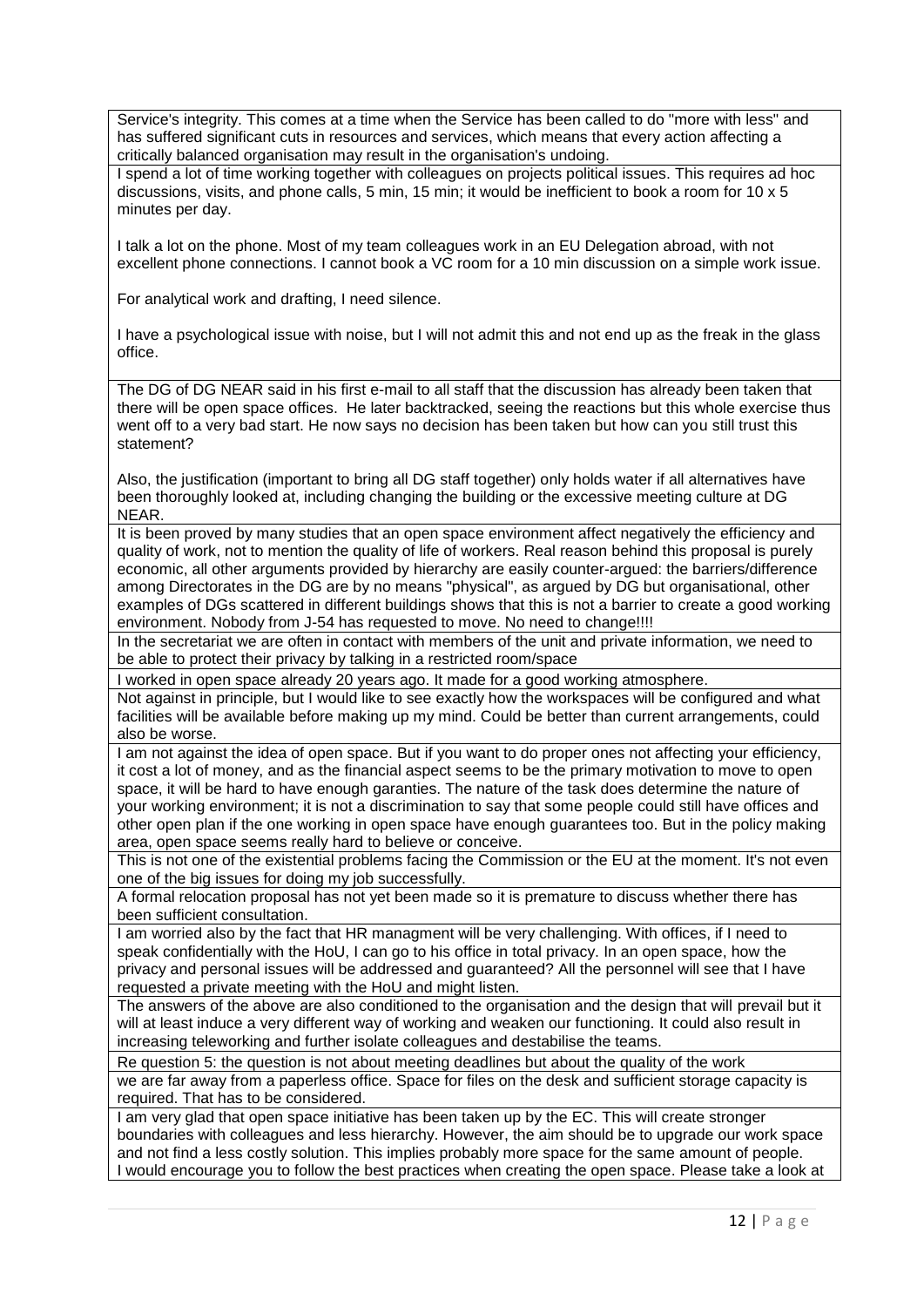| |
|---|
| Service's integrity. This comes at a time when the Service has been called to do "more with less" and has suffered significant cuts in resources and services, which means that every action affecting a critically balanced organisation may result in the organisation's undoing. |
| I spend a lot of time working together with colleagues on projects political issues. This requires ad hoc discussions, visits, and phone calls, 5 min, 15 min; it would be inefficient to book a room for 10 x 5 minutes per day.<br><br>I talk a lot on the phone. Most of my team colleagues work in an EU Delegation abroad, with not excellent phone connections. I cannot book a VC room for a 10 min discussion on a simple work issue.<br><br>For analytical work and drafting, I need silence.<br><br>I have a psychological issue with noise, but I will not admit this and not end up as the freak in the glass office. |
| The DG of DG NEAR said in his first e-mail to all staff that the discussion has already been taken that there will be open space offices. He later backtracked, seeing the reactions but this whole exercise thus went off to a very bad start. He now says no decision has been taken but how can you still trust this statement?<br><br>Also, the justification (important to bring all DG staff together) only holds water if all alternatives have been thoroughly looked at, including changing the building or the excessive meeting culture at DG NEAR. |
| It is been proved by many studies that an open space environment affect negatively the efficiency and quality of work, not to mention the quality of life of workers. Real reason behind this proposal is purely economic, all other arguments provided by hierarchy are easily counter-argued: the barriers/difference among Directorates in the DG are by no means "physical", as argued by DG but organisational, other examples of DGs scattered in different buildings shows that this is not a barrier to create a good working environment. Nobody from J-54 has requested to move. No need to change!!!! |
| In the secretariat we are often in contact with members of the unit and private information, we need to be able to protect their privacy by talking in a restricted room/space |
| I worked in open space already 20 years ago. It made for a good working atmosphere. |
| Not against in principle, but I would like to see exactly how the workspaces will be configured and what facilities will be available before making up my mind. Could be better than current arrangements, could also be worse. |
| I am not against the idea of open space. But if you want to do proper ones not affecting your efficiency, it cost a lot of money, and as the financial aspect seems to be the primary motivation to move to open space, it will be hard to have enough garanties. The nature of the task does determine the nature of your working environment; it is not a discrimination to say that some people could still have offices and other open plan if the one working in open space have enough guarantees too. But in the policy making area, open space seems really hard to believe or conceive. |
| This is not one of the existential problems facing the Commission or the EU at the moment. It's not even one of the big issues for doing my job successfully. |
| A formal relocation proposal has not yet been made so it is premature to discuss whether there has been sufficient consultation. |
| I am worried also by the fact that HR managment will be very challenging. With offices, if I need to speak confidentially with the HoU, I can go to his office in total privacy. In an open space, how the privacy and personal issues will be addressed and guaranteed? All the personnel will see that I have requested a private meeting with the HoU and might listen. |
| The answers of the above are also conditioned to the organisation and the design that will prevail but it will at least induce a very different way of working and weaken our functioning. It could also result in increasing teleworking and further isolate colleagues and destabilise the teams. |
| Re question 5: the question is not about meeting deadlines but about the quality of the work |
| we are far away from a paperless office. Space for files on the desk and sufficient storage capacity is required. That has to be considered. |
| I am very glad that open space initiative has been taken up by the EC. This will create stronger boundaries with colleagues and less hierarchy. However, the aim should be to upgrade our work space and not find a less costly solution. This implies probably more space for the same amount of people.<br>I would encourage you to follow the best practices when creating the open space. Please take a look at |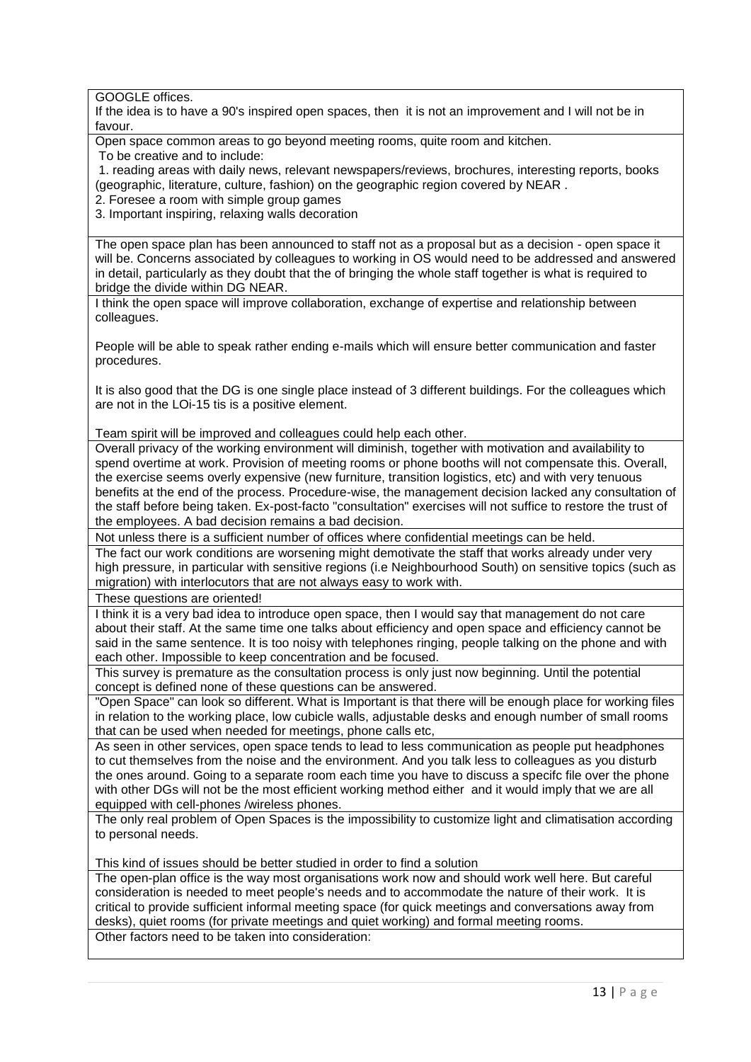| |
|---|
| GOOGLE offices.<br>If the idea is to have a 90's inspired open spaces, then it is not an improvement and I will not be in favour. |
| Open space common areas to go beyond meeting rooms, quite room and kitchen.<br>To be creative and to include:<br>1. reading areas with daily news, relevant newspapers/reviews, brochures, interesting reports, books (geographic, literature, culture, fashion) on the geographic region covered by NEAR .<br>2. Foresee a room with simple group games<br>3. Important inspiring, relaxing walls decoration |
| The open space plan has been announced to staff not as a proposal but as a decision - open space it will be. Concerns associated by colleagues to working in OS would need to be addressed and answered in detail, particularly as they doubt that the of bringing the whole staff together is what is required to bridge the divide within DG NEAR. |
| I think the open space will improve collaboration, exchange of expertise and relationship between colleagues.<br><br>People will be able to speak rather ending e-mails which will ensure better communication and faster procedures.<br><br>It is also good that the DG is one single place instead of 3 different buildings. For the colleagues which are not in the LOi-15 tis is a positive element.<br><br>Team spirit will be improved and colleagues could help each other. |
| Overall privacy of the working environment will diminish, together with motivation and availability to spend overtime at work. Provision of meeting rooms or phone booths will not compensate this. Overall, the exercise seems overly expensive (new furniture, transition logistics, etc) and with very tenuous benefits at the end of the process. Procedure-wise, the management decision lacked any consultation of the staff before being taken. Ex-post-facto "consultation" exercises will not suffice to restore the trust of the employees. A bad decision remains a bad decision. |
| Not unless there is a sufficient number of offices where confidential meetings can be held. |
| The fact our work conditions are worsening might demotivate the staff that works already under very high pressure, in particular with sensitive regions (i.e Neighbourhood South) on sensitive topics (such as migration) with interlocutors that are not always easy to work with. |
| These questions are oriented! |
| I think it is a very bad idea to introduce open space, then I would say that management do not care about their staff. At the same time one talks about efficiency and open space and efficiency cannot be said in the same sentence. It is too noisy with telephones ringing, people talking on the phone and with each other. Impossible to keep concentration and be focused. |
| This survey is premature as the consultation process is only just now beginning. Until the potential concept is defined none of these questions can be answered. |
| "Open Space" can look so different. What is Important is that there will be enough place for working files in relation to the working place, low cubicle walls, adjustable desks and enough number of small rooms that can be used when needed for meetings, phone calls etc, |
| As seen in other services, open space tends to lead to less communication as people put headphones to cut themselves from the noise and the environment. And you talk less to colleagues as you disturb the ones around. Going to a separate room each time you have to discuss a specifc file over the phone with other DGs will not be the most efficient working method either and it would imply that we are all equipped with cell-phones /wireless phones. |
| The only real problem of Open Spaces is the impossibility to customize light and climatisation according to personal needs.<br><br>This kind of issues should be better studied in order to find a solution |
| The open-plan office is the way most organisations work now and should work well here. But careful consideration is needed to meet people's needs and to accommodate the nature of their work. It is critical to provide sufficient informal meeting space (for quick meetings and conversations away from desks), quiet rooms (for private meetings and quiet working) and formal meeting rooms. |
| Other factors need to be taken into consideration: |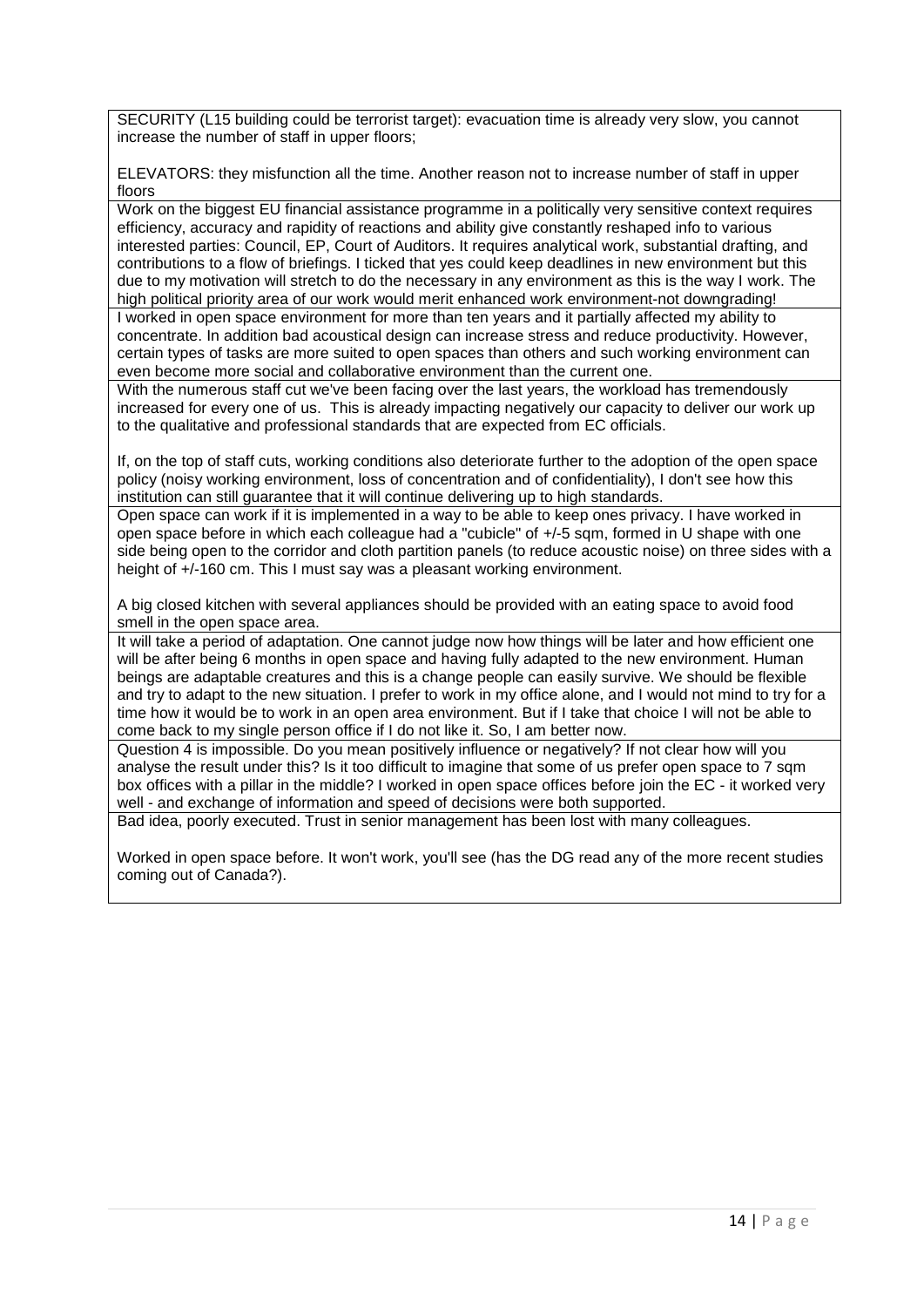| |
|---|
| SECURITY (L15 building could be terrorist target): evacuation time is already very slow, you cannot increase the number of staff in upper floors;<br><br>ELEVATORS: they misfunction all the time. Another reason not to increase number of staff in upper floors |
| Work on the biggest EU financial assistance programme in a politically very sensitive context requires efficiency, accuracy and rapidity of reactions and ability give constantly reshaped info to various interested parties: Council, EP, Court of Auditors. It requires analytical work, substantial drafting, and contributions to a flow of briefings. I ticked that yes could keep deadlines in new environment but this due to my motivation will stretch to do the necessary in any environment as this is the way I work. The high political priority area of our work would merit enhanced work environment-not downgrading! |
| I worked in open space environment for more than ten years and it partially affected my ability to concentrate. In addition bad acoustical design can increase stress and reduce productivity. However, certain types of tasks are more suited to open spaces than others and such working environment can even become more social and collaborative environment than the current one. |
| With the numerous staff cut we've been facing over the last years, the workload has tremendously increased for every one of us. This is already impacting negatively our capacity to deliver our work up to the qualitative and professional standards that are expected from EC officials.<br><br>If, on the top of staff cuts, working conditions also deteriorate further to the adoption of the open space policy (noisy working environment, loss of concentration and of confidentiality), I don't see how this institution can still guarantee that it will continue delivering up to high standards. |
| Open space can work if it is implemented in a way to be able to keep ones privacy. I have worked in open space before in which each colleague had a "cubicle" of +/-5 sqm, formed in U shape with one side being open to the corridor and cloth partition panels (to reduce acoustic noise) on three sides with a height of +/-160 cm. This I must say was a pleasant working environment.<br><br>A big closed kitchen with several appliances should be provided with an eating space to avoid food smell in the open space area. |
| It will take a period of adaptation. One cannot judge now how things will be later and how efficient one will be after being 6 months in open space and having fully adapted to the new environment. Human beings are adaptable creatures and this is a change people can easily survive. We should be flexible and try to adapt to the new situation. I prefer to work in my office alone, and I would not mind to try for a time how it would be to work in an open area environment. But if I take that choice I will not be able to come back to my single person office if I do not like it. So, I am better now. |
| Question 4 is impossible. Do you mean positively influence or negatively? If not clear how will you analyse the result under this? Is it too difficult to imagine that some of us prefer open space to 7 sqm box offices with a pillar in the middle? I worked in open space offices before join the EC - it worked very well - and exchange of information and speed of decisions were both supported. |
| Bad idea, poorly executed. Trust in senior management has been lost with many colleagues.<br><br>Worked in open space before. It won't work, you'll see (has the DG read any of the more recent studies coming out of Canada?). |